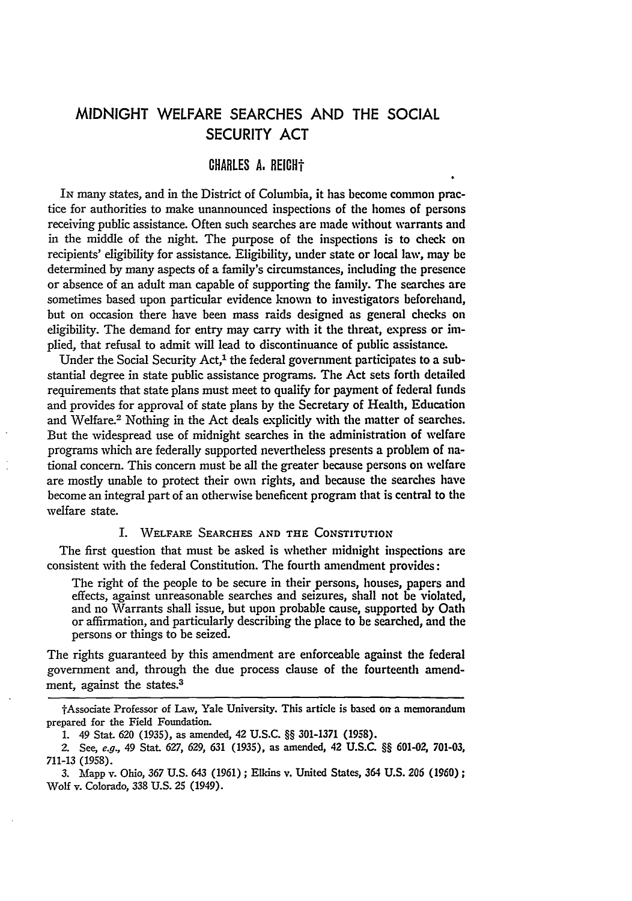# MIDNIGHT WELFARE SEARCHES AND THE SOCIAL SECURITY ACT

### CHARLES A. REICH†

IN many states, and in the District of Columbia, it has become common practice for authorities to make unannounced inspections of the homes of persons receiving public assistance. Often such searches are made without warrants and in the middle of the night. The purpose of the inspections is to check on recipients' eligibility for assistance. Eligibility, under state or local law, may be determined by many aspects of a family's circumstances, including the presence or absence of an adult man capable of supporting the family. The searches are sometimes based upon particular evidence known to investigators beforehand, but on occasion there have been mass raids designed as general checks on eligibility. The demand for entry may carry with it the threat, express or implied, that refusal to admit will lead to discontinuance of public assistance.

Under the Social Security Act,[1] the federal government participates to a substantial degree in state public assistance programs. The Act sets forth detailed requirements that state plans must meet to qualify for payment of federal funds and provides for approval of state plans by the Secretary of Health, Education and Welfare.[2] Nothing in the Act deals explicitly with the matter of searches. But the widespread use of midnight searches in the administration of welfare programs which are federally supported nevertheless presents a problem of national concern. This concern must be all the greater because persons on welfare are mostly unable to protect their own rights, and because the searches have become an integral part of an otherwise beneficent program that is central to the welfare state.

## I. WELFARE SEARCHES AND THE CONSTITUTION

The first question that must be asked is whether midnight inspections are consistent with the federal Constitution. The fourth amendment provides:

> The right of the people to be secure in their persons, houses, papers and effects, against unreasonable searches and seizures, shall not be violated, and no Warrants shall issue, but upon probable cause, supported by Oath or affirmation, and particularly describing the place to be searched, and the persons or things to be seized.

The rights guaranteed by this amendment are enforceable against the federal government and, through the due process clause of the fourteenth amendment, against the states.[3]

---

†Associate Professor of Law, Yale University. This article is based on a memorandum prepared for the Field Foundation.

1. 49 Stat. 620 (1935), as amended, 42 U.S.C. §§ 301-1371 (1958).

2. See, *e.g.*, 49 Stat. 627, 629, 631 (1935), as amended, 42 U.S.C. §§ 601-02, 701-03, 711-13 (1958).

3. Mapp v. Ohio, 367 U.S. 643 (1961); Elkins v. United States, 364 U.S. 206 (1960); Wolf v. Colorado, 338 U.S. 25 (1949).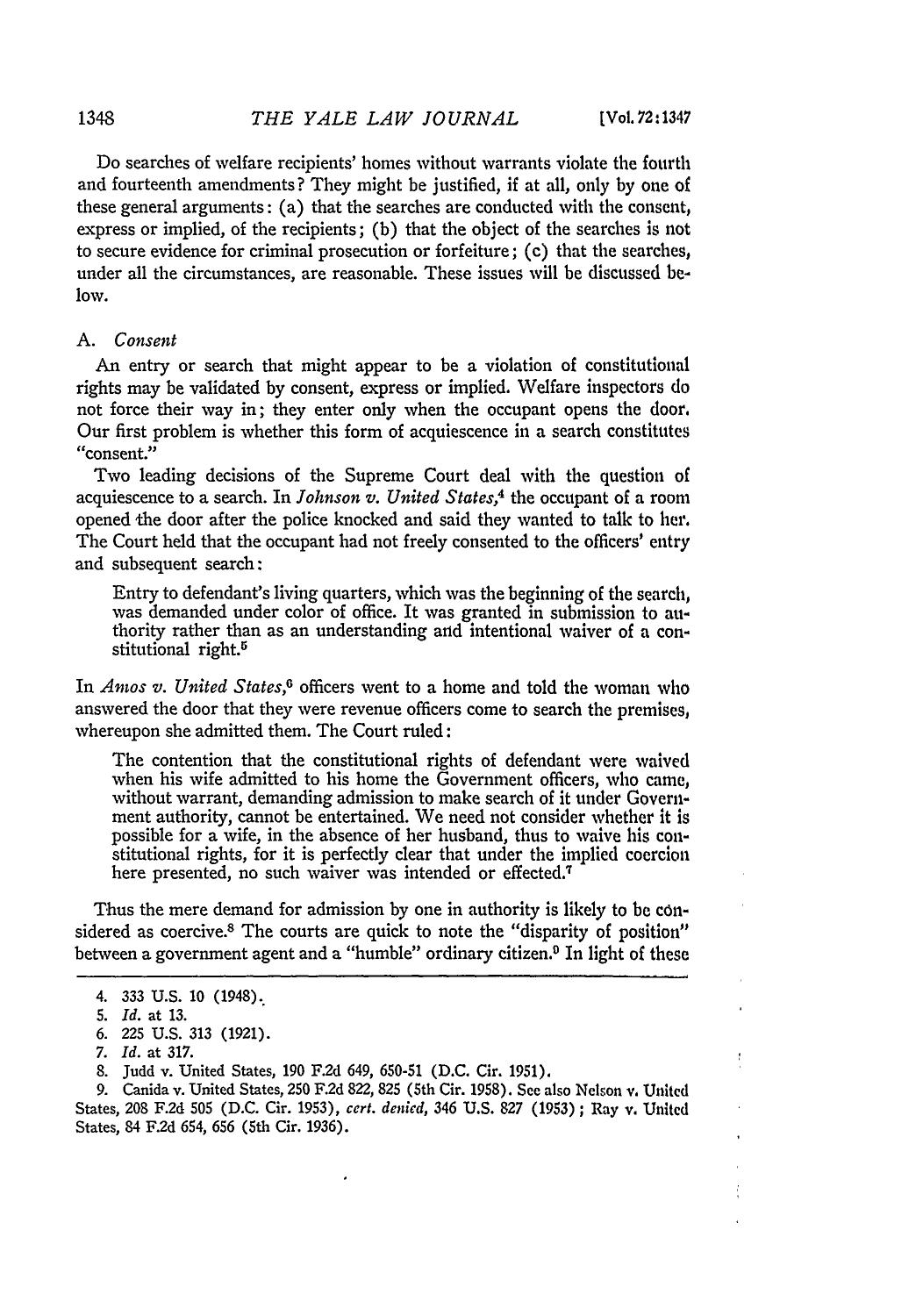Do searches of welfare recipients' homes without warrants violate the fourth and fourteenth amendments? They might be justified, if at all, only by one of these general arguments: (a) that the searches are conducted with the consent, express or implied, of the recipients; (b) that the object of the searches is not to secure evidence for criminal prosecution or forfeiture; (c) that the searches, under all the circumstances, are reasonable. These issues will be discussed below.

### A. *Consent*

An entry or search that might appear to be a violation of constitutional rights may be validated by consent, express or implied. Welfare inspectors do not force their way in; they enter only when the occupant opens the door. Our first problem is whether this form of acquiescence in a search constitutes "consent."

Two leading decisions of the Supreme Court deal with the question of acquiescence to a search. In *Johnson v. United States*,[4] the occupant of a room opened the door after the police knocked and said they wanted to talk to her. The Court held that the occupant had not freely consented to the officers' entry and subsequent search:

> Entry to defendant's living quarters, which was the beginning of the search, was demanded under color of office. It was granted in submission to authority rather than as an understanding and intentional waiver of a constitutional right.[5]

In *Amos v. United States*,[6] officers went to a home and told the woman who answered the door that they were revenue officers come to search the premises, whereupon she admitted them. The Court ruled:

> The contention that the constitutional rights of defendant were waived when his wife admitted to his home the Government officers, who came, without warrant, demanding admission to make search of it under Government authority, cannot be entertained. We need not consider whether it is possible for a wife, in the absence of her husband, thus to waive his constitutional rights, for it is perfectly clear that under the implied coercion here presented, no such waiver was intended or effected.[7]

Thus the mere demand for admission by one in authority is likely to be considered as coercive.[8] The courts are quick to note the "disparity of position" between a government agent and a "humble" ordinary citizen.[9] In light of these

---

4. 333 U.S. 10 (1948).

5. *Id.* at 13.

6. 225 U.S. 313 (1921).

7. *Id.* at 317.

8. Judd v. United States, 190 F.2d 649, 650-51 (D.C. Cir. 1951).

9. Canida v. United States, 250 F.2d 822, 825 (5th Cir. 1958). See also Nelson v. United States, 208 F.2d 505 (D.C. Cir. 1953), *cert. denied*, 346 U.S. 827 (1953); Ray v. United States, 84 F.2d 654, 656 (5th Cir. 1936).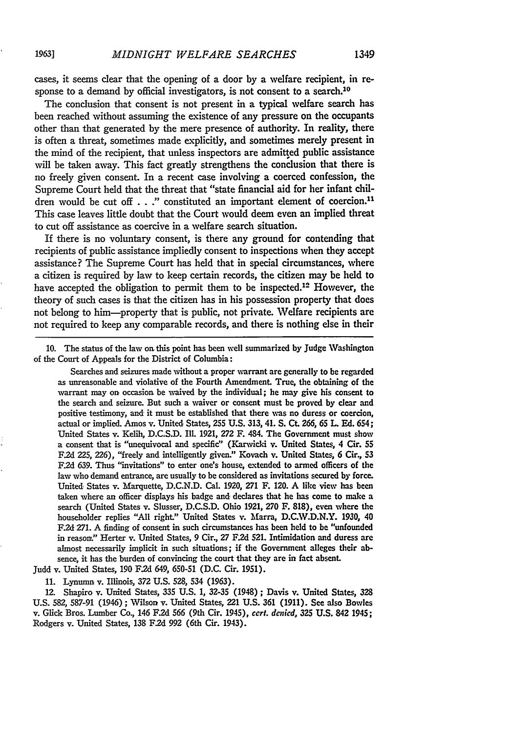cases, it seems clear that the opening of a door by a welfare recipient, in response to a demand by official investigators, is not consent to a search.[10]

The conclusion that consent is not present in a typical welfare search has been reached without assuming the existence of any pressure on the occupants other than that generated by the mere presence of authority. In reality, there is often a threat, sometimes made explicitly, and sometimes merely present in the mind of the recipient, that unless inspectors are admitted public assistance will be taken away. This fact greatly strengthens the conclusion that there is no freely given consent. In a recent case involving a coerced confession, the Supreme Court held that the threat that "state financial aid for her infant children would be cut off . . ." constituted an important element of coercion.[11] This case leaves little doubt that the Court would deem even an implied threat to cut off assistance as coercive in a welfare search situation.

If there is no voluntary consent, is there any ground for contending that recipients of public assistance impliedly consent to inspections when they accept assistance? The Supreme Court has held that in special circumstances, where a citizen is required by law to keep certain records, the citizen may be held to have accepted the obligation to permit them to be inspected.[12] However, the theory of such cases is that the citizen has in his possession property that does not belong to him—property that is public, not private. Welfare recipients are not required to keep any comparable records, and there is nothing else in their

---

10. The status of the law on this point has been well summarized by Judge Washington of the Court of Appeals for the District of Columbia:

> Searches and seizures made without a proper warrant are generally to be regarded as unreasonable and violative of the Fourth Amendment. True, the obtaining of the warrant may on occasion be waived by the individual; he may give his consent to the search and seizure. But such a waiver or consent must be proved by clear and positive testimony, and it must be established that there was no duress or coercion, actual or implied. Amos v. United States, 255 U.S. 313, 41. S. Ct. 266, 65 L. Ed. 654; United States v. Kelih, D.C.S.D. Ill. 1921, 272 F. 484. The Government must show a consent that is "unequivocal and specific" (Karwicki v. United States, 4 Cir. 55 F.2d 225, 226), "freely and intelligently given." Kovach v. United States, 6 Cir., 53 F.2d 639. Thus "invitations" to enter one's house, extended to armed officers of the law who demand entrance, are usually to be considered as invitations secured by force. United States v. Marquette, D.C.N.D. Cal. 1920, 271 F. 120. A like view has been taken where an officer displays his badge and declares that he has come to make a search (United States v. Slusser, D.C.S.D. Ohio 1921, 270 F. 818), even where the householder replies "All right." United States v. Marra, D.C.W.D.N.Y. 1930, 40 F.2d 271. A finding of consent in such circumstances has been held to be "unfounded in reason." Herter v. United States, 9 Cir., 27 F.2d 521. Intimidation and duress are almost necessarily implicit in such situations; if the Government alleges their absence, it has the burden of convincing the court that they are in fact absent.

Judd v. United States, 190 F.2d 649, 650-51 (D.C. Cir. 1951).

11. Lynumn v. Illinois, 372 U.S. 528, 534 (1963).

12. Shapiro v. United States, 335 U.S. 1, 32-35 (1948); Davis v. United States, 328 U.S. 582, 587-91 (1946); Wilson v. United States, 221 U.S. 361 (1911). See also Bowles v. Glick Bros. Lumber Co., 146 F.2d 566 (9th Cir. 1945), *cert. denied*, 325 U.S. 842 1945; Rodgers v. United States, 138 F.2d 992 (6th Cir. 1943).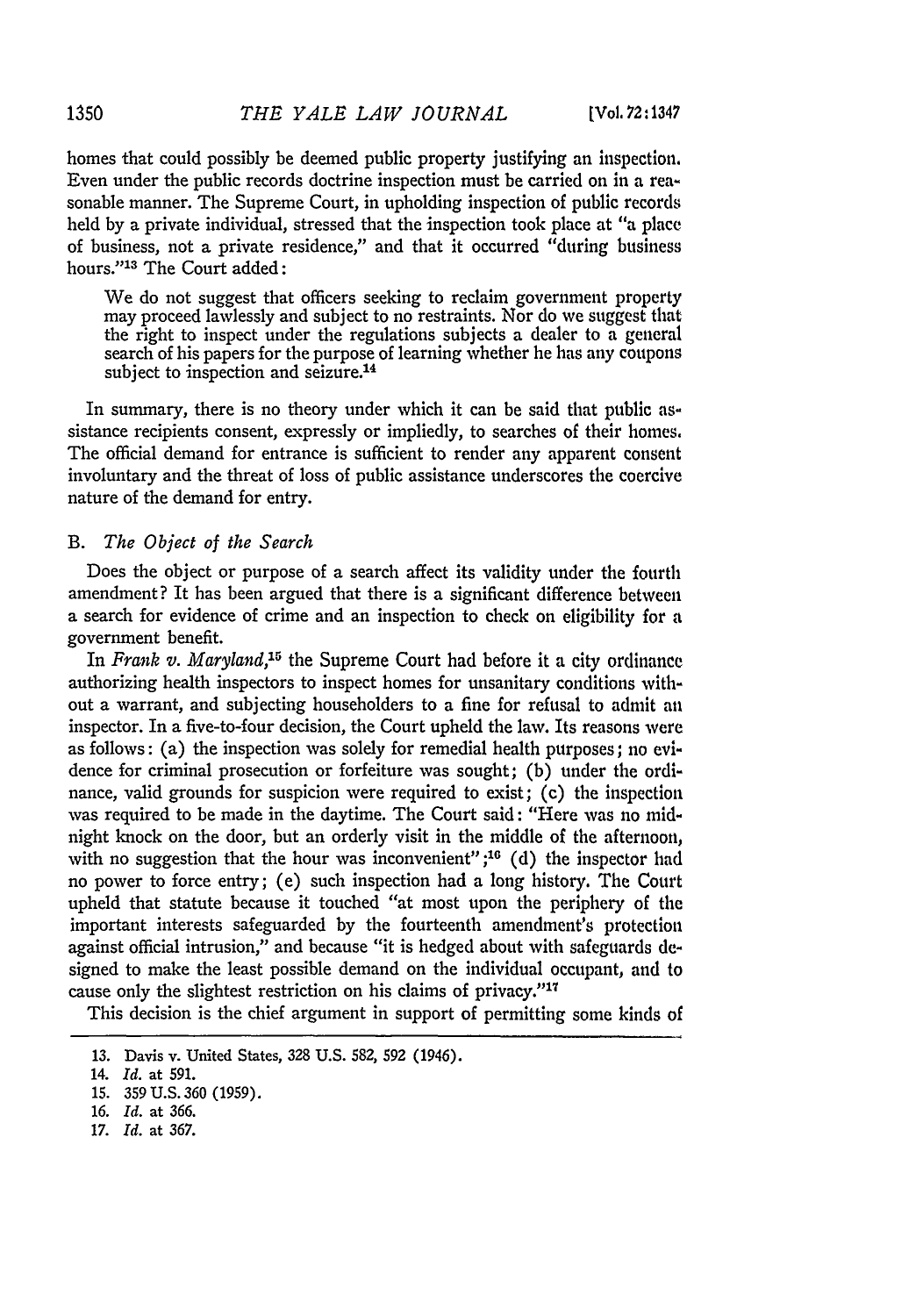homes that could possibly be deemed public property justifying an inspection. Even under the public records doctrine inspection must be carried on in a reasonable manner. The Supreme Court, in upholding inspection of public records held by a private individual, stressed that the inspection took place at "a place of business, not a private residence," and that it occurred "during business hours."[13] The Court added:

> We do not suggest that officers seeking to reclaim government property may proceed lawlessly and subject to no restraints. Nor do we suggest that the right to inspect under the regulations subjects a dealer to a general search of his papers for the purpose of learning whether he has any coupons subject to inspection and seizure.[14]

In summary, there is no theory under which it can be said that public assistance recipients consent, expressly or impliedly, to searches of their homes. The official demand for entrance is sufficient to render any apparent consent involuntary and the threat of loss of public assistance underscores the coercive nature of the demand for entry.

### B. *The Object of the Search*

Does the object or purpose of a search affect its validity under the fourth amendment? It has been argued that there is a significant difference between a search for evidence of crime and an inspection to check on eligibility for a government benefit.

In *Frank v. Maryland*,[15] the Supreme Court had before it a city ordinance authorizing health inspectors to inspect homes for unsanitary conditions without a warrant, and subjecting householders to a fine for refusal to admit an inspector. In a five-to-four decision, the Court upheld the law. Its reasons were as follows: (a) the inspection was solely for remedial health purposes; no evidence for criminal prosecution or forfeiture was sought; (b) under the ordinance, valid grounds for suspicion were required to exist; (c) the inspection was required to be made in the daytime. The Court said: "Here was no midnight knock on the door, but an orderly visit in the middle of the afternoon, with no suggestion that the hour was inconvenient";[16] (d) the inspector had no power to force entry; (e) such inspection had a long history. The Court upheld that statute because it touched "at most upon the periphery of the important interests safeguarded by the fourteenth amendment's protection against official intrusion," and because "it is hedged about with safeguards designed to make the least possible demand on the individual occupant, and to cause only the slightest restriction on his claims of privacy."[17]

This decision is the chief argument in support of permitting some kinds of

---

13. Davis v. United States, 328 U.S. 582, 592 (1946).

14. *Id.* at 591.

15. 359 U.S. 360 (1959).

16. *Id.* at 366.

17. *Id.* at 367.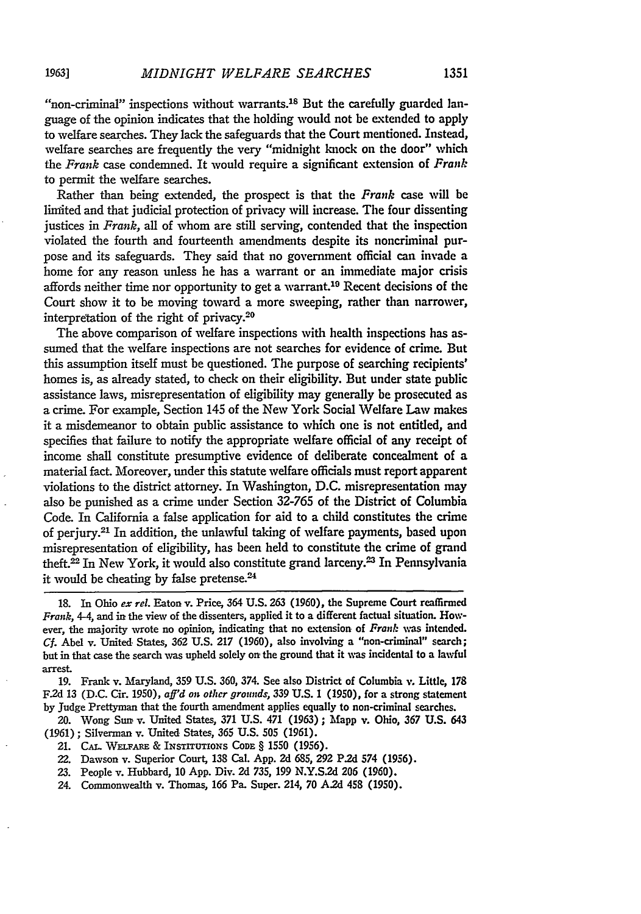"non-criminal" inspections without warrants.[18] But the carefully guarded language of the opinion indicates that the holding would not be extended to apply to welfare searches. They lack the safeguards that the Court mentioned. Instead, welfare searches are frequently the very "midnight knock on the door" which the *Frank* case condemned. It would require a significant extension of *Frank* to permit the welfare searches.

Rather than being extended, the prospect is that the *Frank* case will be limited and that judicial protection of privacy will increase. The four dissenting justices in *Frank*, all of whom are still serving, contended that the inspection violated the fourth and fourteenth amendments despite its noncriminal purpose and its safeguards. They said that no government official can invade a home for any reason unless he has a warrant or an immediate major crisis affords neither time nor opportunity to get a warrant.[19] Recent decisions of the Court show it to be moving toward a more sweeping, rather than narrower, interpretation of the right of privacy.[20]

The above comparison of welfare inspections with health inspections has assumed that the welfare inspections are not searches for evidence of crime. But this assumption itself must be questioned. The purpose of searching recipients' homes is, as already stated, to check on their eligibility. But under state public assistance laws, misrepresentation of eligibility may generally be prosecuted as a crime. For example, Section 145 of the New York Social Welfare Law makes it a misdemeanor to obtain public assistance to which one is not entitled, and specifies that failure to notify the appropriate welfare official of any receipt of income shall constitute presumptive evidence of deliberate concealment of a material fact. Moreover, under this statute welfare officials must report apparent violations to the district attorney. In Washington, D.C. misrepresentation may also be punished as a crime under Section 32-765 of the District of Columbia Code. In California a false application for aid to a child constitutes the crime of perjury.[21] In addition, the unlawful taking of welfare payments, based upon misrepresentation of eligibility, has been held to constitute the crime of grand theft.[22] In New York, it would also constitute grand larceny.[23] In Pennsylvania it would be cheating by false pretense.[24]

---

18. In Ohio *ex rel.* Eaton v. Price, 364 U.S. 263 (1960), the Supreme Court reaffirmed *Frank*, 4-4, and in the view of the dissenters, applied it to a different factual situation. However, the majority wrote no opinion, indicating that no extension of *Frank* was intended. *Cf.* Abel v. United States, 362 U.S. 217 (1960), also involving a "non-criminal" search; but in that case the search was upheld solely on the ground that it was incidental to a lawful arrest.

19. Frank v. Maryland, 359 U.S. 360, 374. See also District of Columbia v. Little, 178 F.2d 13 (D.C. Cir. 1950), *aff'd on other grounds*, 339 U.S. 1 (1950), for a strong statement by Judge Prettyman that the fourth amendment applies equally to non-criminal searches.

20. Wong Sun v. United States, 371 U.S. 471 (1963); Mapp v. Ohio, 367 U.S. 643 (1961); Silverman v. United States, 365 U.S. 505 (1961).

21. Cal. Welfare & Institutions Code § 1550 (1956).

22. Dawson v. Superior Court, 138 Cal. App. 2d 685, 292 P.2d 574 (1956).

23. People v. Hubbard, 10 App. Div. 2d 735, 199 N.Y.S.2d 206 (1960).

24. Commonwealth v. Thomas, 166 Pa. Super. 214, 70 A.2d 458 (1950).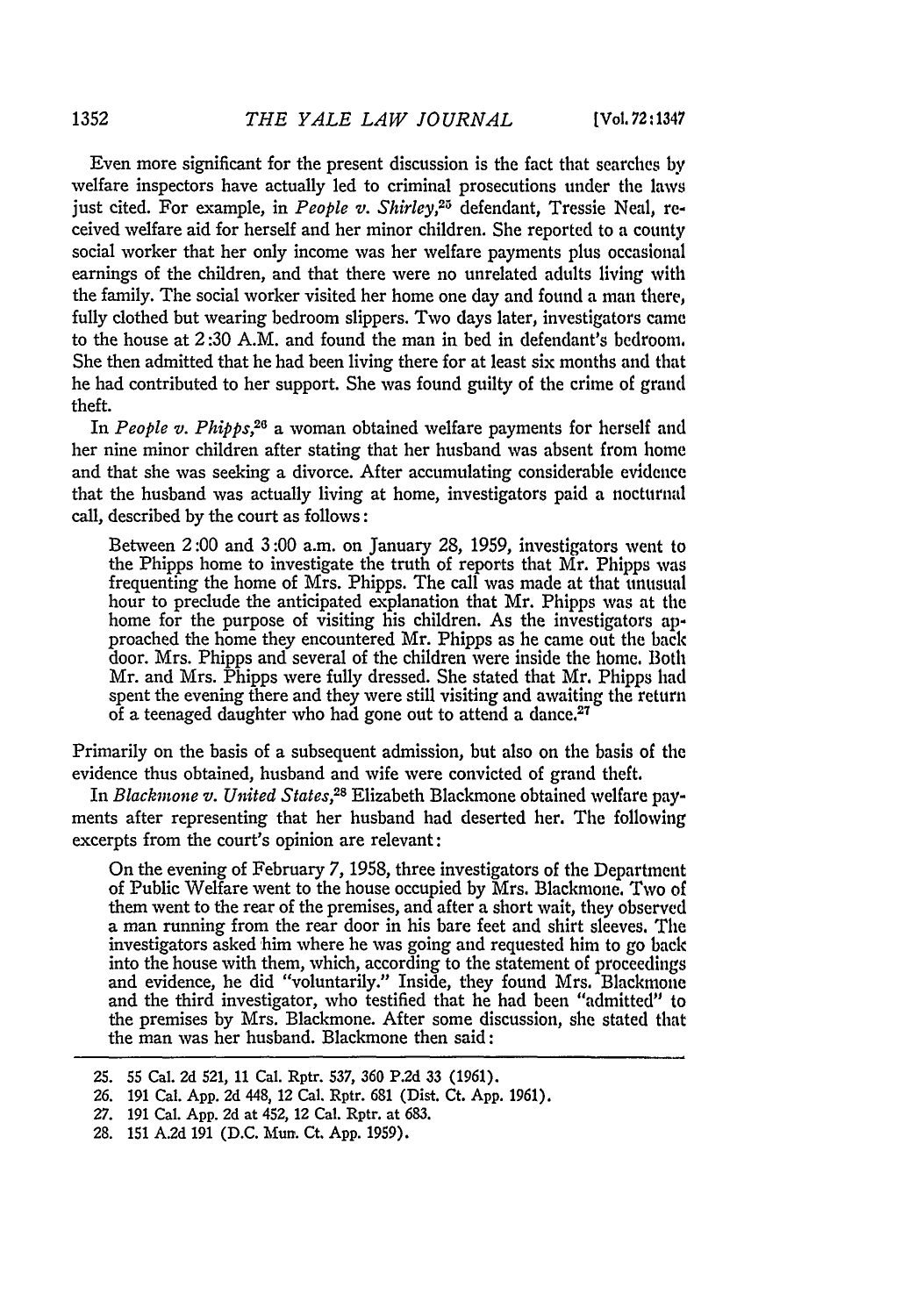Even more significant for the present discussion is the fact that searches by welfare inspectors have actually led to criminal prosecutions under the laws just cited. For example, in *People v. Shirley*,[25] defendant, Tressie Neal, received welfare aid for herself and her minor children. She reported to a county social worker that her only income was her welfare payments plus occasional earnings of the children, and that there were no unrelated adults living with the family. The social worker visited her home one day and found a man there, fully clothed but wearing bedroom slippers. Two days later, investigators came to the house at 2:30 A.M. and found the man in bed in defendant's bedroom. She then admitted that he had been living there for at least six months and that he had contributed to her support. She was found guilty of the crime of grand theft.

In *People v. Phipps*,[26] a woman obtained welfare payments for herself and her nine minor children after stating that her husband was absent from home and that she was seeking a divorce. After accumulating considerable evidence that the husband was actually living at home, investigators paid a nocturnal call, described by the court as follows:

> Between 2:00 and 3:00 a.m. on January 28, 1959, investigators went to the Phipps home to investigate the truth of reports that Mr. Phipps was frequenting the home of Mrs. Phipps. The call was made at that unusual hour to preclude the anticipated explanation that Mr. Phipps was at the home for the purpose of visiting his children. As the investigators approached the home they encountered Mr. Phipps as he came out the back door. Mrs. Phipps and several of the children were inside the home. Both Mr. and Mrs. Phipps were fully dressed. She stated that Mr. Phipps had spent the evening there and they were still visiting and awaiting the return of a teenaged daughter who had gone out to attend a dance.[27]

Primarily on the basis of a subsequent admission, but also on the basis of the evidence thus obtained, husband and wife were convicted of grand theft.

In *Blackmone v. United States*,[28] Elizabeth Blackmone obtained welfare payments after representing that her husband had deserted her. The following excerpts from the court's opinion are relevant:

> On the evening of February 7, 1958, three investigators of the Department of Public Welfare went to the house occupied by Mrs. Blackmone. Two of them went to the rear of the premises, and after a short wait, they observed a man running from the rear door in his bare feet and shirt sleeves. The investigators asked him where he was going and requested him to go back into the house with them, which, according to the statement of proceedings and evidence, he did "voluntarily." Inside, they found Mrs. Blackmone and the third investigator, who testified that he had been "admitted" to the premises by Mrs. Blackmone. After some discussion, she stated that the man was her husband. Blackmone then said:

---

25. 55 Cal. 2d 521, 11 Cal. Rptr. 537, 360 P.2d 33 (1961).
26. 191 Cal. App. 2d 448, 12 Cal. Rptr. 681 (Dist. Ct. App. 1961).
27. 191 Cal. App. 2d at 452, 12 Cal. Rptr. at 683.
28. 151 A.2d 191 (D.C. Mun. Ct. App. 1959).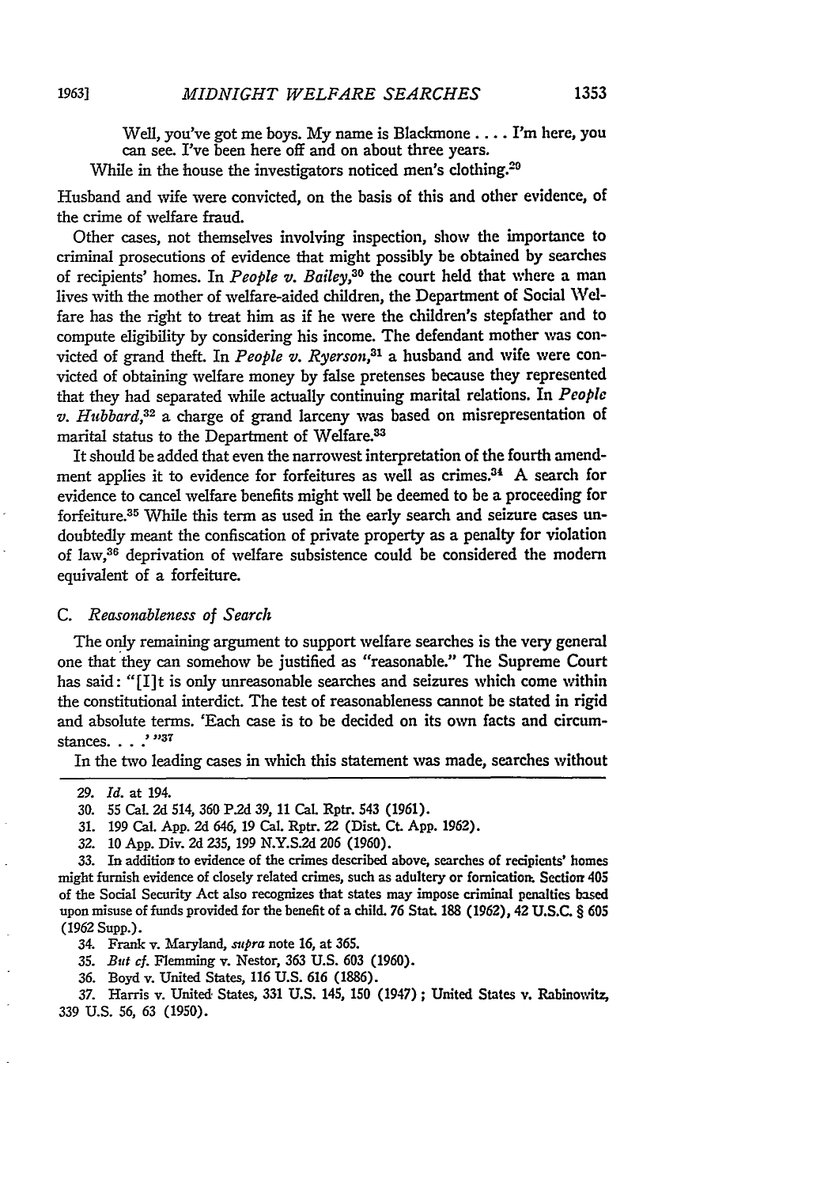> Well, you've got me boys. My name is Blackmone . . . . I'm here, you can see. I've been here off and on about three years.

While in the house the investigators noticed men's clothing.[29]

Husband and wife were convicted, on the basis of this and other evidence, of the crime of welfare fraud.

Other cases, not themselves involving inspection, show the importance to criminal prosecutions of evidence that might possibly be obtained by searches of recipients' homes. In *People v. Bailey*,[30] the court held that where a man lives with the mother of welfare-aided children, the Department of Social Welfare has the right to treat him as if he were the children's stepfather and to compute eligibility by considering his income. The defendant mother was convicted of grand theft. In *People v. Ryerson*,[31] a husband and wife were convicted of obtaining welfare money by false pretenses because they represented that they had separated while actually continuing marital relations. In *People v. Hubbard*,[32] a charge of grand larceny was based on misrepresentation of marital status to the Department of Welfare.[33]

It should be added that even the narrowest interpretation of the fourth amendment applies it to evidence for forfeitures as well as crimes.[34] A search for evidence to cancel welfare benefits might well be deemed to be a proceeding for forfeiture.[35] While this term as used in the early search and seizure cases undoubtedly meant the confiscation of private property as a penalty for violation of law,[36] deprivation of welfare subsistence could be considered the modern equivalent of a forfeiture.

### C. *Reasonableness of Search*

The only remaining argument to support welfare searches is the very general one that they can somehow be justified as "reasonable." The Supreme Court has said: "[I]t is only unreasonable searches and seizures which come within the constitutional interdict. The test of reasonableness cannot be stated in rigid and absolute terms. 'Each case is to be decided on its own facts and circumstances. . . .' "[37]

In the two leading cases in which this statement was made, searches without

---

29. *Id.* at 194.

30. 55 Cal. 2d 514, 360 P.2d 39, 11 Cal. Rptr. 543 (1961).

31. 199 Cal. App. 2d 646, 19 Cal. Rptr. 22 (Dist. Ct. App. 1962).

32. 10 App. Div. 2d 235, 199 N.Y.S.2d 206 (1960).

33. In addition to evidence of the crimes described above, searches of recipients' homes might furnish evidence of closely related crimes, such as adultery or fornication. Section 405 of the Social Security Act also recognizes that states may impose criminal penalties based upon misuse of funds provided for the benefit of a child. 76 Stat. 188 (1962), 42 U.S.C. § 605 (1962 Supp.).

34. Frank v. Maryland, *supra* note 16, at 365.

35. *But cf.* Flemming v. Nestor, 363 U.S. 603 (1960).

36. Boyd v. United States, 116 U.S. 616 (1886).

37. Harris v. United States, 331 U.S. 145, 150 (1947); United States v. Rabinowitz, 339 U.S. 56, 63 (1950).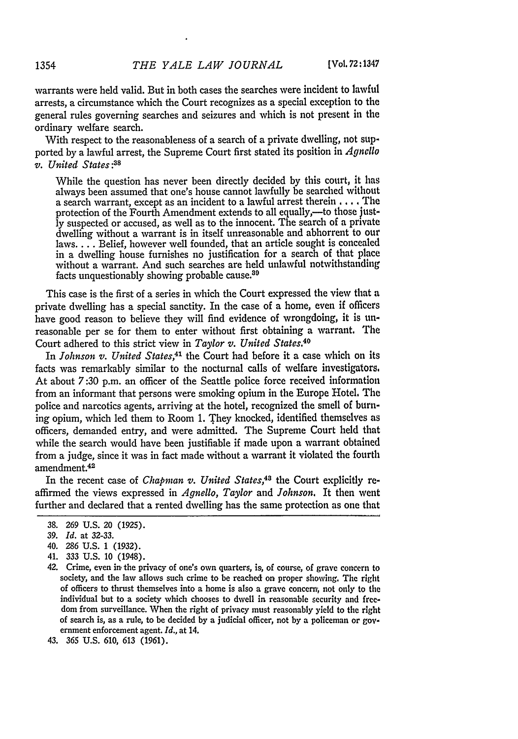warrants were held valid. But in both cases the searches were incident to lawful arrests, a circumstance which the Court recognizes as a special exception to the general rules governing searches and seizures and which is not present in the ordinary welfare search.

With respect to the reasonableness of a search of a private dwelling, not supported by a lawful arrest, the Supreme Court first stated its position in *Agnello v. United States*:[38]

> While the question has never been directly decided by this court, it has always been assumed that one's house cannot lawfully be searched without a search warrant, except as an incident to a lawful arrest therein . . . . The protection of the Fourth Amendment extends to all equally,—to those justly suspected or accused, as well as to the innocent. The search of a private dwelling without a warrant is in itself unreasonable and abhorrent to our laws. . . . Belief, however well founded, that an article sought is concealed in a dwelling house furnishes no justification for a search of that place without a warrant. And such searches are held unlawful notwithstanding facts unquestionably showing probable cause.[39]

This case is the first of a series in which the Court expressed the view that a private dwelling has a special sanctity. In the case of a home, even if officers have good reason to believe they will find evidence of wrongdoing, it is unreasonable per se for them to enter without first obtaining a warrant. The Court adhered to this strict view in *Taylor v. United States*.[40]

In *Johnson v. United States*,[41] the Court had before it a case which on its facts was remarkably similar to the nocturnal calls of welfare investigators. At about 7:30 p.m. an officer of the Seattle police force received information from an informant that persons were smoking opium in the Europe Hotel. The police and narcotics agents, arriving at the hotel, recognized the smell of burning opium, which led them to Room 1. They knocked, identified themselves as officers, demanded entry, and were admitted. The Supreme Court held that while the search would have been justifiable if made upon a warrant obtained from a judge, since it was in fact made without a warrant it violated the fourth amendment.[42]

In the recent case of *Chapman v. United States*,[43] the Court explicitly reaffirmed the views expressed in *Agnello*, *Taylor* and *Johnson*. It then went further and declared that a rented dwelling has the same protection as one that

---

38. 269 U.S. 20 (1925).

39. *Id.* at 32-33.

40. 286 U.S. 1 (1932).

41. 333 U.S. 10 (1948).

42. Crime, even in the privacy of one's own quarters, is, of course, of grave concern to society, and the law allows such crime to be reached on proper showing. The right of officers to thrust themselves into a home is also a grave concern, not only to the individual but to a society which chooses to dwell in reasonable security and freedom from surveillance. When the right of privacy must reasonably yield to the right of search is, as a rule, to be decided by a judicial officer, not by a policeman or government enforcement agent. *Id.*, at 14.

43. 365 U.S. 610, 613 (1961).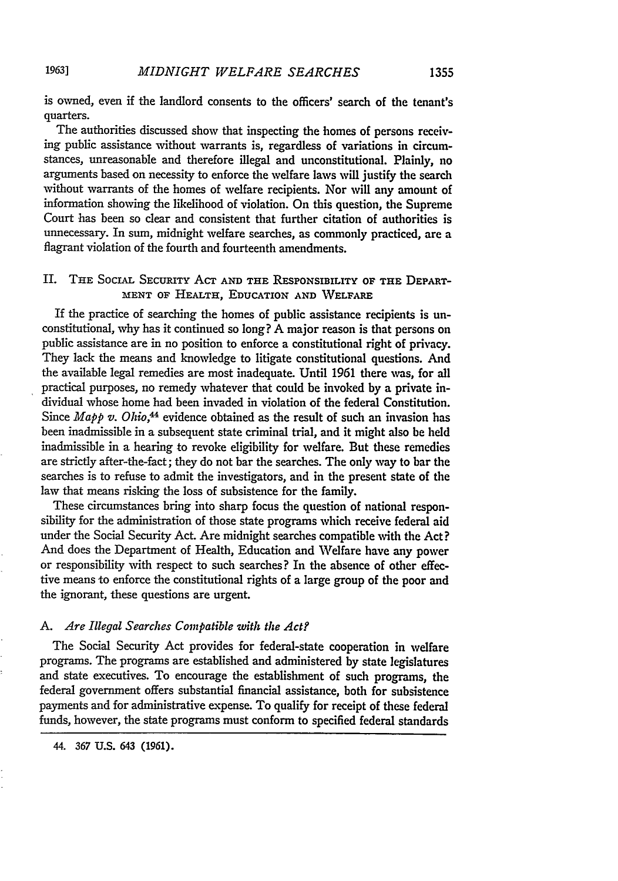is owned, even if the landlord consents to the officers' search of the tenant's quarters.

The authorities discussed show that inspecting the homes of persons receiving public assistance without warrants is, regardless of variations in circumstances, unreasonable and therefore illegal and unconstitutional. Plainly, no arguments based on necessity to enforce the welfare laws will justify the search without warrants of the homes of welfare recipients. Nor will any amount of information showing the likelihood of violation. On this question, the Supreme Court has been so clear and consistent that further citation of authorities is unnecessary. In sum, midnight welfare searches, as commonly practiced, are a flagrant violation of the fourth and fourteenth amendments.

## II. The Social Security Act and the Responsibility of the Department of Health, Education and Welfare

If the practice of searching the homes of public assistance recipients is unconstitutional, why has it continued so long? A major reason is that persons on public assistance are in no position to enforce a constitutional right of privacy. They lack the means and knowledge to litigate constitutional questions. And the available legal remedies are most inadequate. Until 1961 there was, for all practical purposes, no remedy whatever that could be invoked by a private individual whose home had been invaded in violation of the federal Constitution. Since *Mapp v. Ohio*,[44] evidence obtained as the result of such an invasion has been inadmissible in a subsequent state criminal trial, and it might also be held inadmissible in a hearing to revoke eligibility for welfare. But these remedies are strictly after-the-fact; they do not bar the searches. The only way to bar the searches is to refuse to admit the investigators, and in the present state of the law that means risking the loss of subsistence for the family.

These circumstances bring into sharp focus the question of national responsibility for the administration of those state programs which receive federal aid under the Social Security Act. Are midnight searches compatible with the Act? And does the Department of Health, Education and Welfare have any power or responsibility with respect to such searches? In the absence of other effective means to enforce the constitutional rights of a large group of the poor and the ignorant, these questions are urgent.

### A. *Are Illegal Searches Compatible with the Act?*

The Social Security Act provides for federal-state cooperation in welfare programs. The programs are established and administered by state legislatures and state executives. To encourage the establishment of such programs, the federal government offers substantial financial assistance, both for subsistence payments and for administrative expense. To qualify for receipt of these federal funds, however, the state programs must conform to specified federal standards

44. 367 U.S. 643 (1961).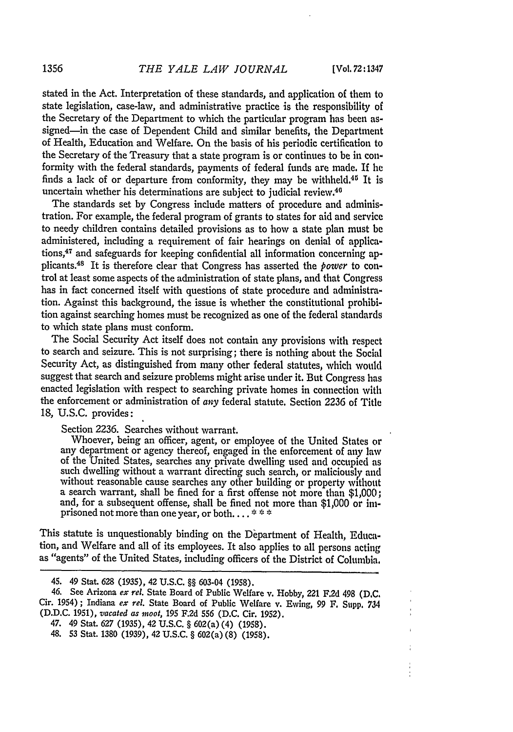stated in the Act. Interpretation of these standards, and application of them to state legislation, case-law, and administrative practice is the responsibility of the Secretary of the Department to which the particular program has been assigned—in the case of Dependent Child and similar benefits, the Department of Health, Education and Welfare. On the basis of his periodic certification to the Secretary of the Treasury that a state program is or continues to be in conformity with the federal standards, payments of federal funds are made. If he finds a lack of or departure from conformity, they may be withheld.[45] It is uncertain whether his determinations are subject to judicial review.[46]

The standards set by Congress include matters of procedure and administration. For example, the federal program of grants to states for aid and service to needy children contains detailed provisions as to how a state plan must be administered, including a requirement of fair hearings on denial of applications,[47] and safeguards for keeping confidential all information concerning applicants.[48] It is therefore clear that Congress has asserted the *power* to control at least some aspects of the administration of state plans, and that Congress has in fact concerned itself with questions of state procedure and administration. Against this background, the issue is whether the constitutional prohibition against searching homes must be recognized as one of the federal standards to which state plans must conform.

The Social Security Act itself does not contain any provisions with respect to search and seizure. This is not surprising; there is nothing about the Social Security Act, as distinguished from many other federal statutes, which would suggest that search and seizure problems might arise under it. But Congress has enacted legislation with respect to searching private homes in connection with the enforcement or administration of *any* federal statute. Section 2236 of Title 18, U.S.C. provides:

> Section 2236. Searches without warrant.
>
> Whoever, being an officer, agent, or employee of the United States or any department or agency thereof, engaged in the enforcement of any law of the United States, searches any private dwelling used and occupied as such dwelling without a warrant directing such search, or maliciously and without reasonable cause searches any other building or property without a search warrant, shall be fined for a first offense not more than $1,000; and, for a subsequent offense, shall be fined not more than $1,000 or imprisoned not more than one year, or both. . . . * * *

This statute is unquestionably binding on the Department of Health, Education, and Welfare and all of its employees. It also applies to all persons acting as "agents" of the United States, including officers of the District of Columbia.

---

45. 49 Stat. 628 (1935), 42 U.S.C. §§ 603-04 (1958).

46. See Arizona *ex rel.* State Board of Public Welfare v. Hobby, 221 F.2d 498 (D.C. Cir. 1954); Indiana *ex rel.* State Board of Public Welfare v. Ewing, 99 F. Supp. 734 (D.D.C. 1951), *vacated as moot*, 195 F.2d 556 (D.C. Cir. 1952).

47. 49 Stat. 627 (1935), 42 U.S.C. § 602(a)(4) (1958).

48. 53 Stat. 1380 (1939), 42 U.S.C. § 602(a)(8) (1958).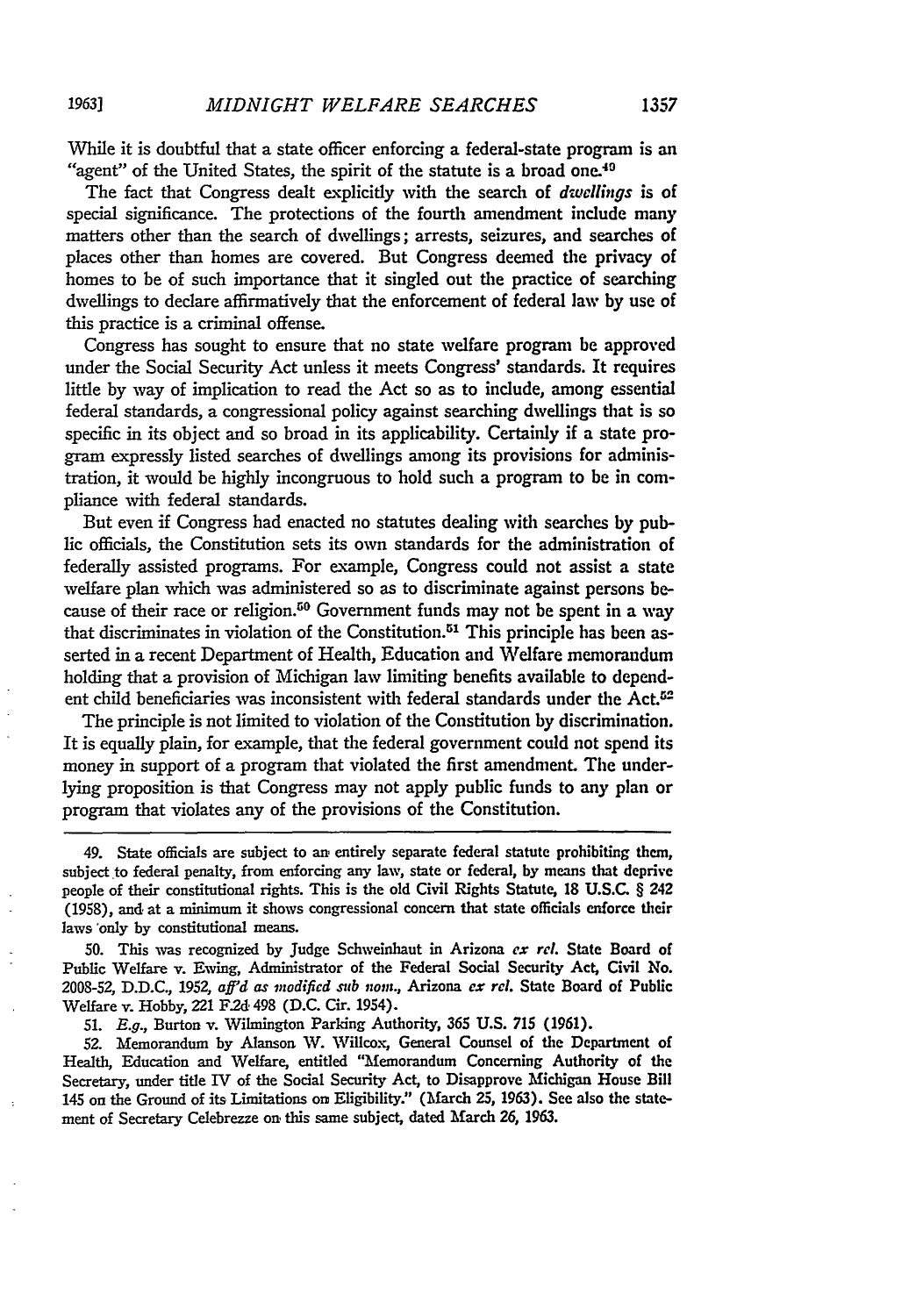While it is doubtful that a state officer enforcing a federal-state program is an "agent" of the United States, the spirit of the statute is a broad one.[49]

The fact that Congress dealt explicitly with the search of *dwellings* is of special significance. The protections of the fourth amendment include many matters other than the search of dwellings; arrests, seizures, and searches of places other than homes are covered. But Congress deemed the privacy of homes to be of such importance that it singled out the practice of searching dwellings to declare affirmatively that the enforcement of federal law by use of this practice is a criminal offense.

Congress has sought to ensure that no state welfare program be approved under the Social Security Act unless it meets Congress' standards. It requires little by way of implication to read the Act so as to include, among essential federal standards, a congressional policy against searching dwellings that is so specific in its object and so broad in its applicability. Certainly if a state program expressly listed searches of dwellings among its provisions for administration, it would be highly incongruous to hold such a program to be in compliance with federal standards.

But even if Congress had enacted no statutes dealing with searches by public officials, the Constitution sets its own standards for the administration of federally assisted programs. For example, Congress could not assist a state welfare plan which was administered so as to discriminate against persons because of their race or religion.[50] Government funds may not be spent in a way that discriminates in violation of the Constitution.[51] This principle has been asserted in a recent Department of Health, Education and Welfare memorandum holding that a provision of Michigan law limiting benefits available to dependent child beneficiaries was inconsistent with federal standards under the Act.[52]

The principle is not limited to violation of the Constitution by discrimination. It is equally plain, for example, that the federal government could not spend its money in support of a program that violated the first amendment. The underlying proposition is that Congress may not apply public funds to any plan or program that violates any of the provisions of the Constitution.

---

49. State officials are subject to an entirely separate federal statute prohibiting them, subject to federal penalty, from enforcing any law, state or federal, by means that deprive people of their constitutional rights. This is the old Civil Rights Statute, 18 U.S.C. § 242 (1958), and at a minimum it shows congressional concern that state officials enforce their laws only by constitutional means.

50. This was recognized by Judge Schweinhaut in Arizona *ex rel.* State Board of Public Welfare v. Ewing, Administrator of the Federal Social Security Act, Civil No. 2008-52, D.D.C., 1952, *aff'd as modified sub nom.*, Arizona *ex rel.* State Board of Public Welfare v. Hobby, 221 F.2d 498 (D.C. Cir. 1954).

51. *E.g.*, Burton v. Wilmington Parking Authority, 365 U.S. 715 (1961).

52. Memorandum by Alanson W. Willcox, General Counsel of the Department of Health, Education and Welfare, entitled "Memorandum Concerning Authority of the Secretary, under title IV of the Social Security Act, to Disapprove Michigan House Bill 145 on the Ground of its Limitations on Eligibility." (March 25, 1963). See also the statement of Secretary Celebrezze on this same subject, dated March 26, 1963.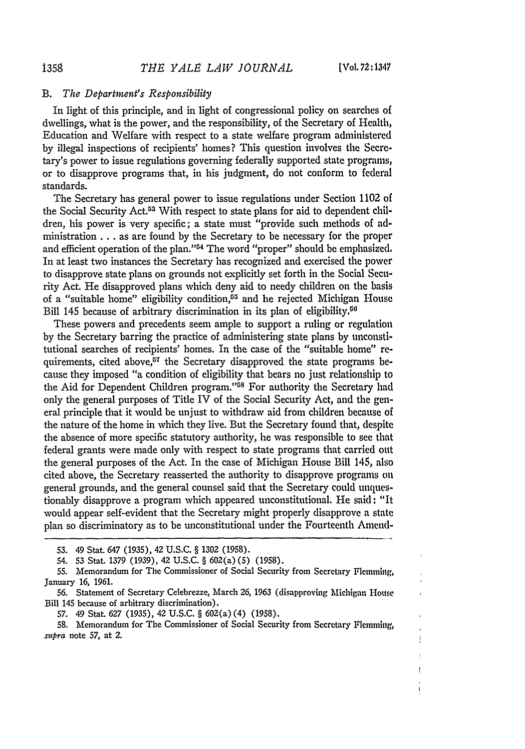### B. *The Department's Responsibility*

In light of this principle, and in light of congressional policy on searches of dwellings, what is the power, and the responsibility, of the Secretary of Health, Education and Welfare with respect to a state welfare program administered by illegal inspections of recipients' homes? This question involves the Secretary's power to issue regulations governing federally supported state programs, or to disapprove programs that, in his judgment, do not conform to federal standards.

The Secretary has general power to issue regulations under Section 1102 of the Social Security Act.[53] With respect to state plans for aid to dependent children, his power is very specific; a state must "provide such methods of administration . . . as are found by the Secretary to be necessary for the proper and efficient operation of the plan."[54] The word "proper" should be emphasized. In at least two instances the Secretary has recognized and exercised the power to disapprove state plans on grounds not explicitly set forth in the Social Security Act. He disapproved plans which deny aid to needy children on the basis of a "suitable home" eligibility condition,[55] and he rejected Michigan House Bill 145 because of arbitrary discrimination in its plan of eligibility.[56]

These powers and precedents seem ample to support a ruling or regulation by the Secretary barring the practice of administering state plans by unconstitutional searches of recipients' homes. In the case of the "suitable home" requirements, cited above,[57] the Secretary disapproved the state programs because they imposed "a condition of eligibility that bears no just relationship to the Aid for Dependent Children program."[58] For authority the Secretary had only the general purposes of Title IV of the Social Security Act, and the general principle that it would be unjust to withdraw aid from children because of the nature of the home in which they live. But the Secretary found that, despite the absence of more specific statutory authority, he was responsible to see that federal grants were made only with respect to state programs that carried out the general purposes of the Act. In the case of Michigan House Bill 145, also cited above, the Secretary reasserted the authority to disapprove programs on general grounds, and the general counsel said that the Secretary could unquestionably disapprove a program which appeared unconstitutional. He said: "It would appear self-evident that the Secretary might properly disapprove a state plan so discriminatory as to be unconstitutional under the Fourteenth Amend-

---

53. 49 Stat. 647 (1935), 42 U.S.C. § 1302 (1958).

54. 53 Stat. 1379 (1939), 42 U.S.C. § 602(a)(5) (1958).

55. Memorandum for The Commissioner of Social Security from Secretary Flemming, January 16, 1961.

56. Statement of Secretary Celebrezze, March 26, 1963 (disapproving Michigan House Bill 145 because of arbitrary discrimination).

57. 49 Stat. 627 (1935), 42 U.S.C. § 602(a)(4) (1958).

58. Memorandum for The Commissioner of Social Security from Secretary Flemming, *supra* note 57, at 2.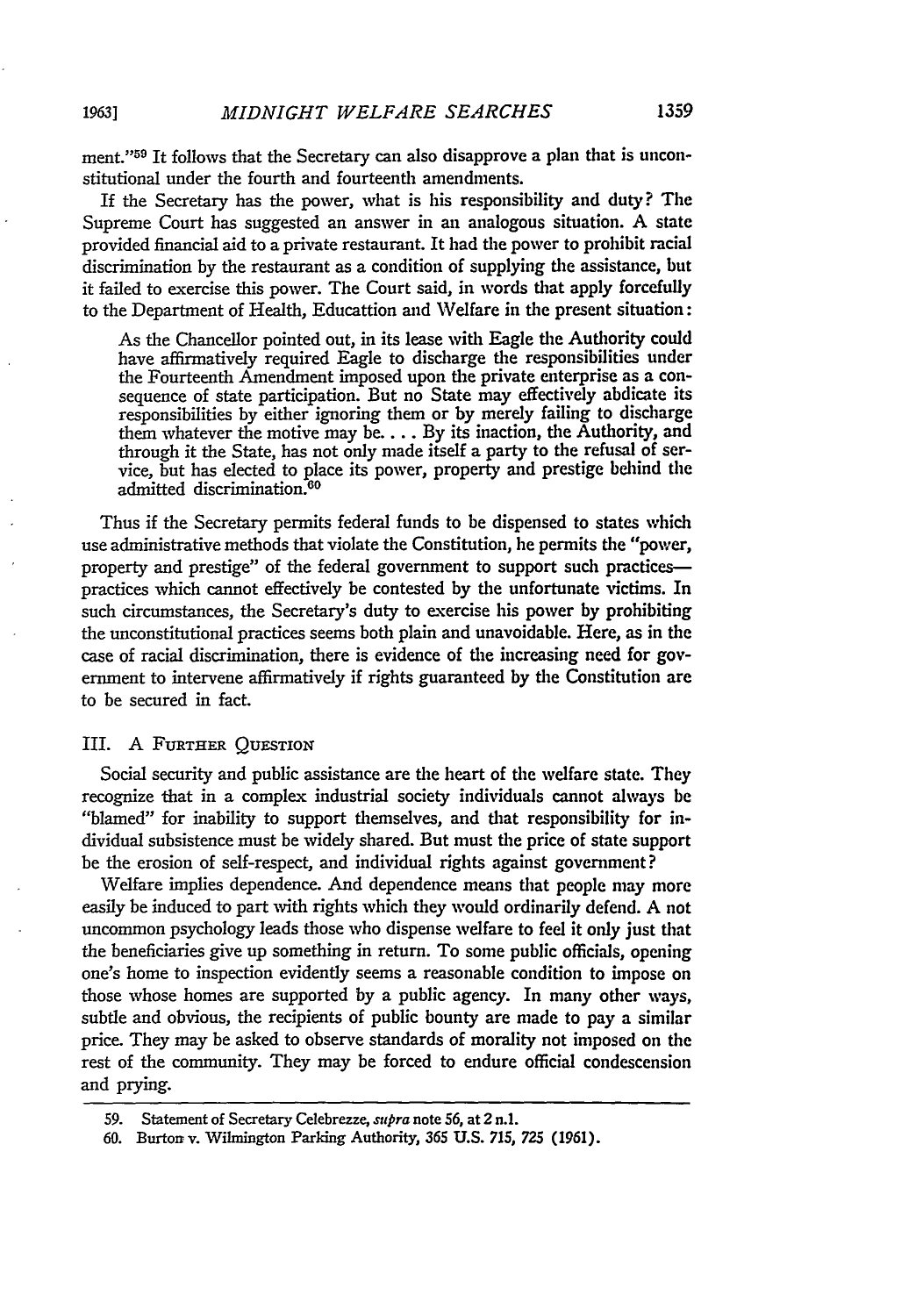ment."[59] It follows that the Secretary can also disapprove a plan that is unconstitutional under the fourth and fourteenth amendments.

If the Secretary has the power, what is his responsibility and duty? The Supreme Court has suggested an answer in an analogous situation. A state provided financial aid to a private restaurant. It had the power to prohibit racial discrimination by the restaurant as a condition of supplying the assistance, but it failed to exercise this power. The Court said, in words that apply forcefully to the Department of Health, Educattion and Welfare in the present situation:

> As the Chancellor pointed out, in its lease with Eagle the Authority could have affirmatively required Eagle to discharge the responsibilities under the Fourteenth Amendment imposed upon the private enterprise as a consequence of state participation. But no State may effectively abdicate its responsibilities by either ignoring them or by merely failing to discharge them whatever the motive may be. . . . By its inaction, the Authority, and through it the State, has not only made itself a party to the refusal of service, but has elected to place its power, property and prestige behind the admitted discrimination.[60]

Thus if the Secretary permits federal funds to be dispensed to states which use administrative methods that violate the Constitution, he permits the "power, property and prestige" of the federal government to support such practices—practices which cannot effectively be contested by the unfortunate victims. In such circumstances, the Secretary's duty to exercise his power by prohibiting the unconstitutional practices seems both plain and unavoidable. Here, as in the case of racial discrimination, there is evidence of the increasing need for government to intervene affirmatively if rights guaranteed by the Constitution are to be secured in fact.

## III. A Further Question

Social security and public assistance are the heart of the welfare state. They recognize that in a complex industrial society individuals cannot always be "blamed" for inability to support themselves, and that responsibility for individual subsistence must be widely shared. But must the price of state support be the erosion of self-respect, and individual rights against government?

Welfare implies dependence. And dependence means that people may more easily be induced to part with rights which they would ordinarily defend. A not uncommon psychology leads those who dispense welfare to feel it only just that the beneficiaries give up something in return. To some public officials, opening one's home to inspection evidently seems a reasonable condition to impose on those whose homes are supported by a public agency. In many other ways, subtle and obvious, the recipients of public bounty are made to pay a similar price. They may be asked to observe standards of morality not imposed on the rest of the community. They may be forced to endure official condescension and prying.

---

59. Statement of Secretary Celebrezze, *supra* note 56, at 2 n.1.

60. Burton v. Wilmington Parking Authority, 365 U.S. 715, 725 (1961).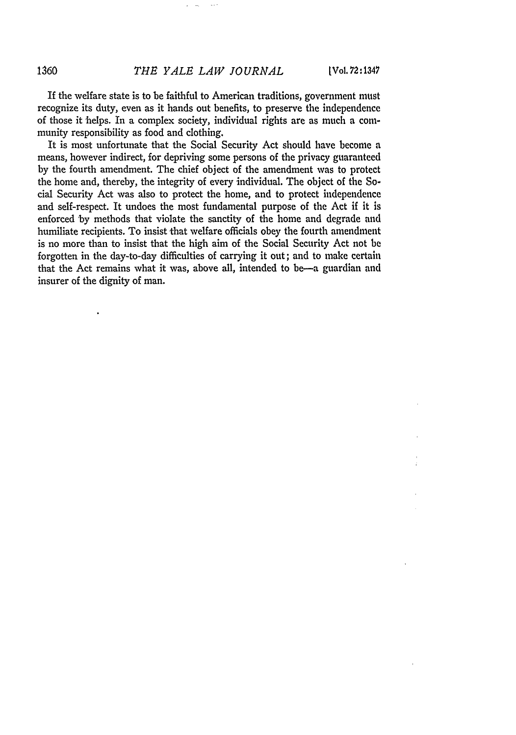If the welfare state is to be faithful to American traditions, government must recognize its duty, even as it hands out benefits, to preserve the independence of those it helps. In a complex society, individual rights are as much a community responsibility as food and clothing.

It is most unfortunate that the Social Security Act should have become a means, however indirect, for depriving some persons of the privacy guaranteed by the fourth amendment. The chief object of the amendment was to protect the home and, thereby, the integrity of every individual. The object of the Social Security Act was also to protect the home, and to protect independence and self-respect. It undoes the most fundamental purpose of the Act if it is enforced by methods that violate the sanctity of the home and degrade and humiliate recipients. To insist that welfare officials obey the fourth amendment is no more than to insist that the high aim of the Social Security Act not be forgotten in the day-to-day difficulties of carrying it out; and to make certain that the Act remains what it was, above all, intended to be—a guardian and insurer of the dignity of man.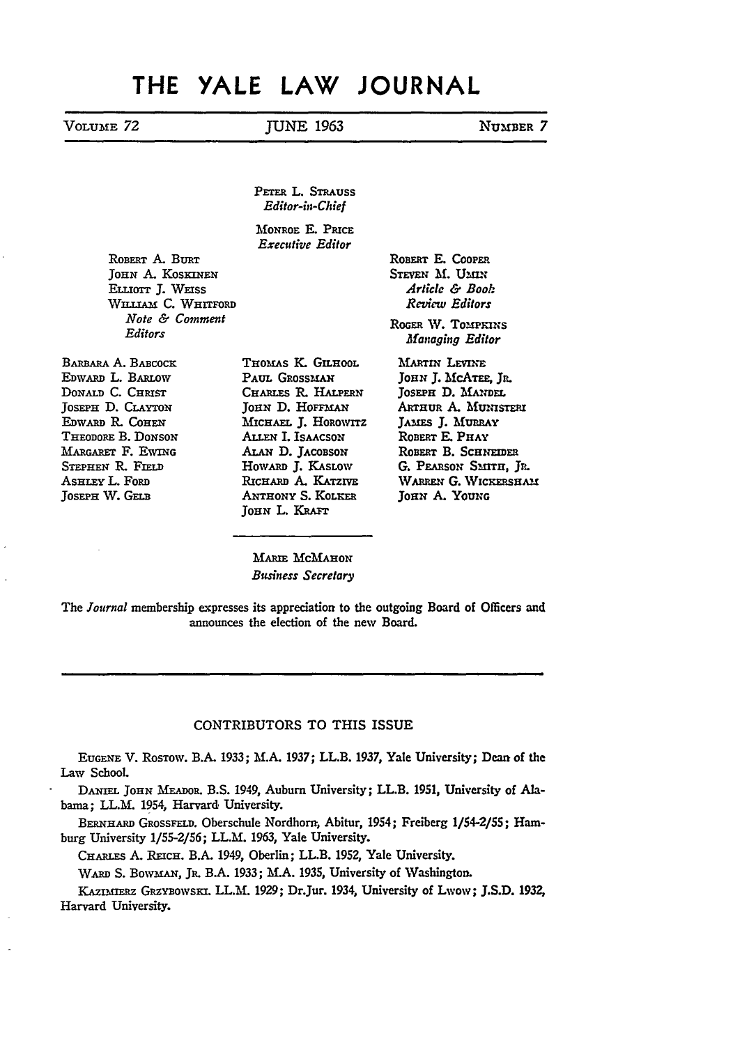# THE YALE LAW JOURNAL

VOLUME 72 JUNE 1963 NUMBER 7

PETER L. STRAUSS
*Editor-in-Chief*

MONROE E. PRICE
*Executive Editor*

ROBERT A. BURT
JOHN A. KOSKINEN
ELLIOTT J. WEISS
WILLIAM C. WHITFORD
*Note & Comment Editors*

ROBERT E. COOPER
STEVEN M. UMIN
*Article & Book Review Editors*

ROGER W. TOMPKINS
*Managing Editor*

BARBARA A. BABCOCK
EDWARD L. BARLOW
DONALD C. CHRIST
JOSEPH D. CLAYTON
EDWARD R. COHEN
THEODORE B. DONSON
MARGARET F. EWING
STEPHEN R. FIELD
ASHLEY L. FORD
JOSEPH W. GELB

THOMAS K. GILHOOL
PAUL GROSSMAN
CHARLES R. HALPERN
JOHN D. HOFFMAN
MICHAEL J. HOROWITZ
ALLEN I. ISAACSON
ALAN D. JACOBSON
HOWARD J. KASLOW
RICHARD A. KATZIVE
ANTHONY S. KOLKER
JOHN L. KRAFT

MARTIN LEVINE
JOHN J. MCATEE, JR.
JOSEPH D. MANDEL
ARTHUR A. MUNISTERI
JAMES J. MURRAY
ROBERT E. PHAY
ROBERT B. SCHNEIDER
G. PEARSON SMITH, JR.
WARREN G. WICKERSHAM
JOHN A. YOUNG

MARIE MCMAHON
*Business Secretary*

The *Journal* membership expresses its appreciation to the outgoing Board of Officers and announces the election of the new Board.

## CONTRIBUTORS TO THIS ISSUE

EUGENE V. ROSTOW. B.A. 1933; M.A. 1937; LL.B. 1937, Yale University; Dean of the Law School.

DANIEL JOHN MEADOR. B.S. 1949, Auburn University; LL.B. 1951, University of Alabama; LL.M. 1954, Harvard University.

BERNHARD GROSSFELD. Oberschule Nordhorn, Abitur, 1954; Freiberg 1/54-2/55; Hamburg University 1/55-2/56; LL.M. 1963, Yale University.

CHARLES A. REICH. B.A. 1949, Oberlin; LL.B. 1952, Yale University.

WARD S. BOWMAN, JR. B.A. 1933; M.A. 1935, University of Washington.

KAZIMIERZ GRZYBOWSKI. LL.M. 1929; Dr.Jur. 1934, University of Lwow; J.S.D. 1932, Harvard University.